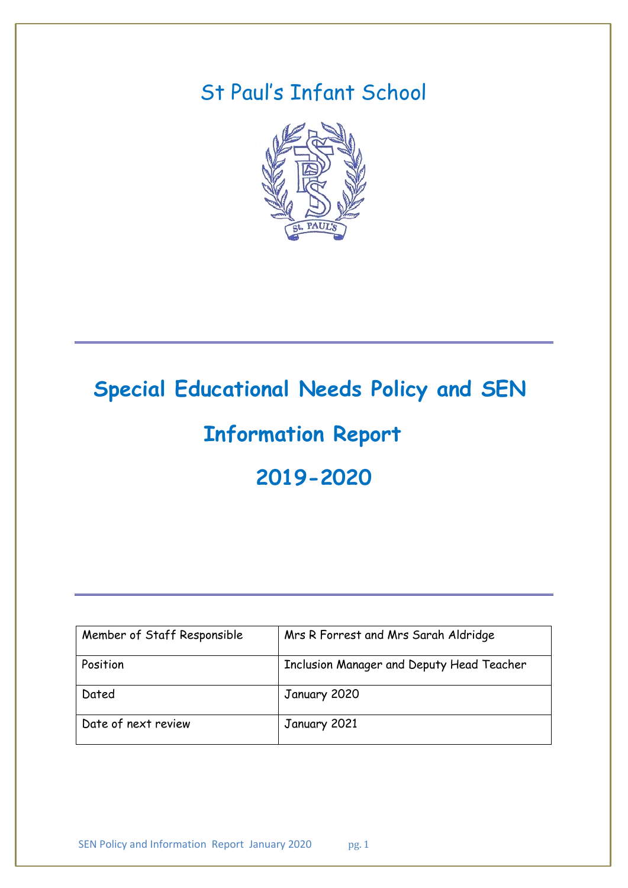# St Paul's Infant School

# Special Educational Needs Policy and SEN Information Report

# 2019-2020

| Member of Staff Responsible | Mrs R Forrest and Mrs Sarah Aldridge |
|---|---|
| Position | Inclusion Manager and Deputy Head Teacher |
| Dated | January 2020 |
| Date of next review | January 2021 |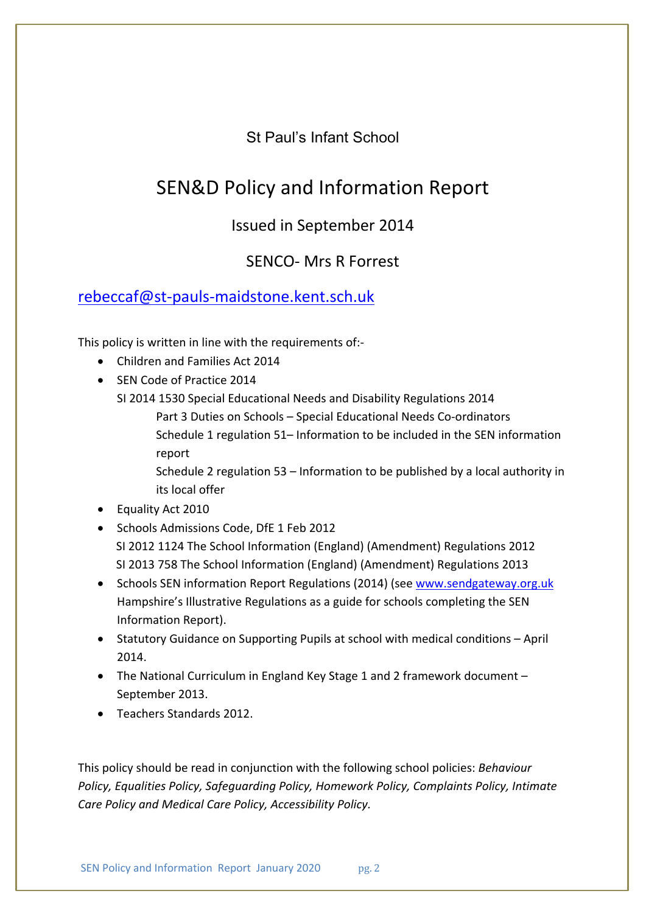St Paul's Infant School

# SEN&D Policy and Information Report

Issued in September 2014

SENCO- Mrs R Forrest

rebeccaf@st-pauls-maidstone.kent.sch.uk

This policy is written in line with the requirements of:-

- Children and Families Act 2014
- SEN Code of Practice 2014
  SI 2014 1530 Special Educational Needs and Disability Regulations 2014
  - Part 3 Duties on Schools – Special Educational Needs Co-ordinators
  - Schedule 1 regulation 51– Information to be included in the SEN information report
  - Schedule 2 regulation 53 – Information to be published by a local authority in its local offer
- Equality Act 2010
- Schools Admissions Code, DfE 1 Feb 2012
  SI 2012 1124 The School Information (England) (Amendment) Regulations 2012
  SI 2013 758 The School Information (England) (Amendment) Regulations 2013
- Schools SEN information Report Regulations (2014) (see www.sendgateway.org.uk Hampshire's Illustrative Regulations as a guide for schools completing the SEN Information Report).
- Statutory Guidance on Supporting Pupils at school with medical conditions – April 2014.
- The National Curriculum in England Key Stage 1 and 2 framework document – September 2013.
- Teachers Standards 2012.

This policy should be read in conjunction with the following school policies: *Behaviour Policy, Equalities Policy, Safeguarding Policy, Homework Policy, Complaints Policy, Intimate Care Policy and Medical Care Policy, Accessibility Policy.*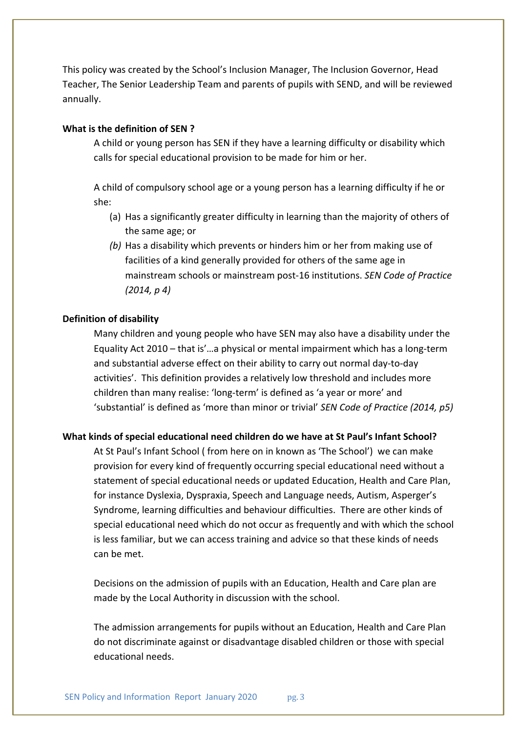This policy was created by the School's Inclusion Manager, The Inclusion Governor, Head Teacher, The Senior Leadership Team and parents of pupils with SEND, and will be reviewed annually.

**What is the definition of SEN ?**

A child or young person has SEN if they have a learning difficulty or disability which calls for special educational provision to be made for him or her.

A child of compulsory school age or a young person has a learning difficulty if he or she:

(a) Has a significantly greater difficulty in learning than the majority of others of the same age; or

*(b)* Has a disability which prevents or hinders him or her from making use of facilities of a kind generally provided for others of the same age in mainstream schools or mainstream post-16 institutions. *SEN Code of Practice (2014, p 4)*

**Definition of disability**

Many children and young people who have SEN may also have a disability under the Equality Act 2010 – that is'…a physical or mental impairment which has a long-term and substantial adverse effect on their ability to carry out normal day-to-day activities'. This definition provides a relatively low threshold and includes more children than many realise: 'long-term' is defined as 'a year or more' and 'substantial' is defined as 'more than minor or trivial' *SEN Code of Practice (2014, p5)*

**What kinds of special educational need children do we have at St Paul's Infant School?**

At St Paul's Infant School ( from here on in known as 'The School') we can make provision for every kind of frequently occurring special educational need without a statement of special educational needs or updated Education, Health and Care Plan, for instance Dyslexia, Dyspraxia, Speech and Language needs, Autism, Asperger's Syndrome, learning difficulties and behaviour difficulties. There are other kinds of special educational need which do not occur as frequently and with which the school is less familiar, but we can access training and advice so that these kinds of needs can be met.

Decisions on the admission of pupils with an Education, Health and Care plan are made by the Local Authority in discussion with the school.

The admission arrangements for pupils without an Education, Health and Care Plan do not discriminate against or disadvantage disabled children or those with special educational needs.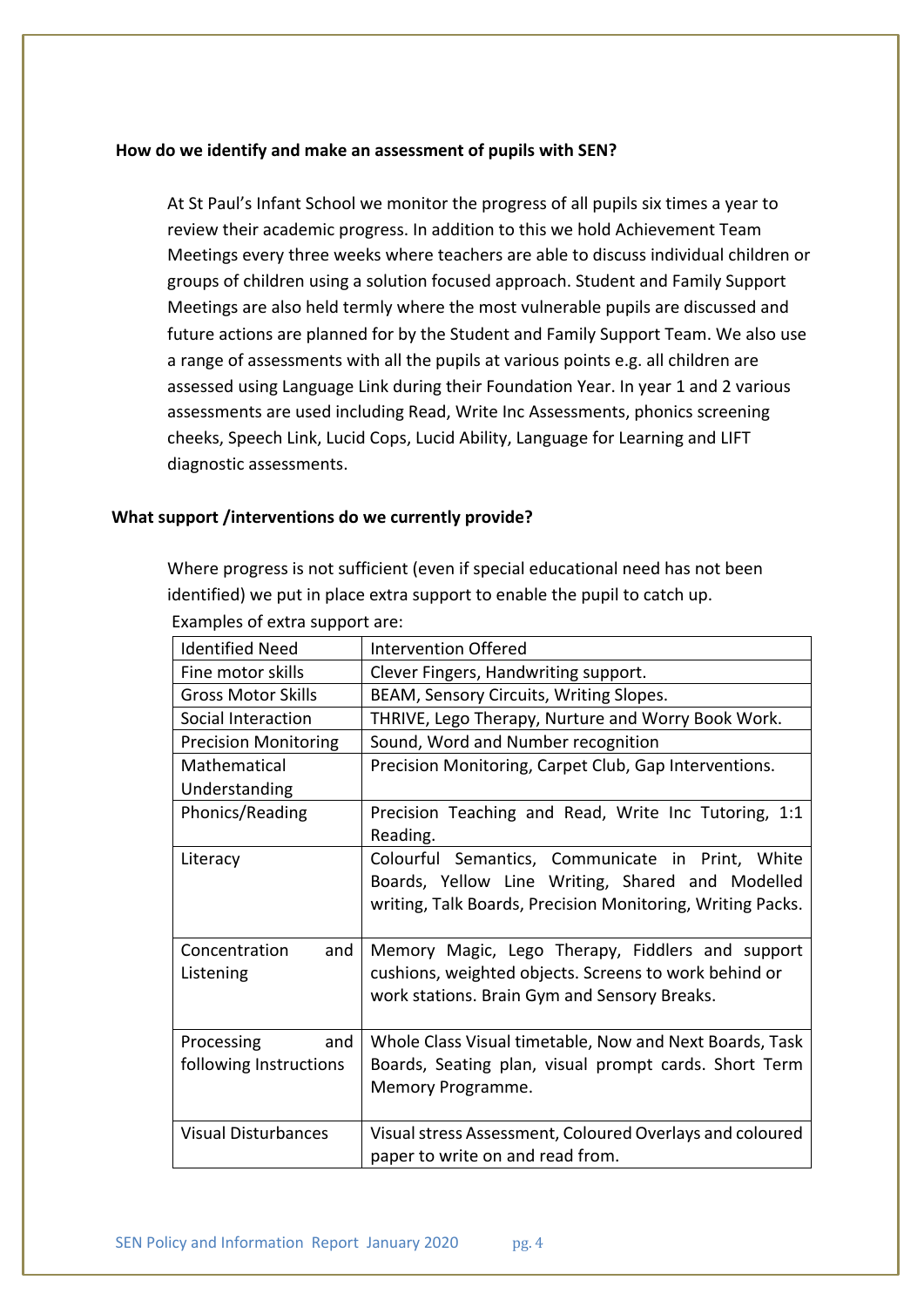**How do we identify and make an assessment of pupils with SEN?**

At St Paul's Infant School we monitor the progress of all pupils six times a year to review their academic progress. In addition to this we hold Achievement Team Meetings every three weeks where teachers are able to discuss individual children or groups of children using a solution focused approach. Student and Family Support Meetings are also held termly where the most vulnerable pupils are discussed and future actions are planned for by the Student and Family Support Team. We also use a range of assessments with all the pupils at various points e.g. all children are assessed using Language Link during their Foundation Year. In year 1 and 2 various assessments are used including Read, Write Inc Assessments, phonics screening cheeks, Speech Link, Lucid Cops, Lucid Ability, Language for Learning and LIFT diagnostic assessments.

**What support /interventions do we currently provide?**

Where progress is not sufficient (even if special educational need has not been identified) we put in place extra support to enable the pupil to catch up.

Examples of extra support are:

| Identified Need | Intervention Offered |
|---|---|
| Fine motor skills | Clever Fingers, Handwriting support. |
| Gross Motor Skills | BEAM, Sensory Circuits, Writing Slopes. |
| Social Interaction | THRIVE, Lego Therapy, Nurture and Worry Book Work. |
| Precision Monitoring | Sound, Word and Number recognition |
| Mathematical Understanding | Precision Monitoring, Carpet Club, Gap Interventions. |
| Phonics/Reading | Precision Teaching and Read, Write Inc Tutoring, 1:1 Reading. |
| Literacy | Colourful Semantics, Communicate in Print, White Boards, Yellow Line Writing, Shared and Modelled writing, Talk Boards, Precision Monitoring, Writing Packs. |
| Concentration and Listening | Memory Magic, Lego Therapy, Fiddlers and support cushions, weighted objects. Screens to work behind or work stations. Brain Gym and Sensory Breaks. |
| Processing and following Instructions | Whole Class Visual timetable, Now and Next Boards, Task Boards, Seating plan, visual prompt cards. Short Term Memory Programme. |
| Visual Disturbances | Visual stress Assessment, Coloured Overlays and coloured paper to write on and read from. |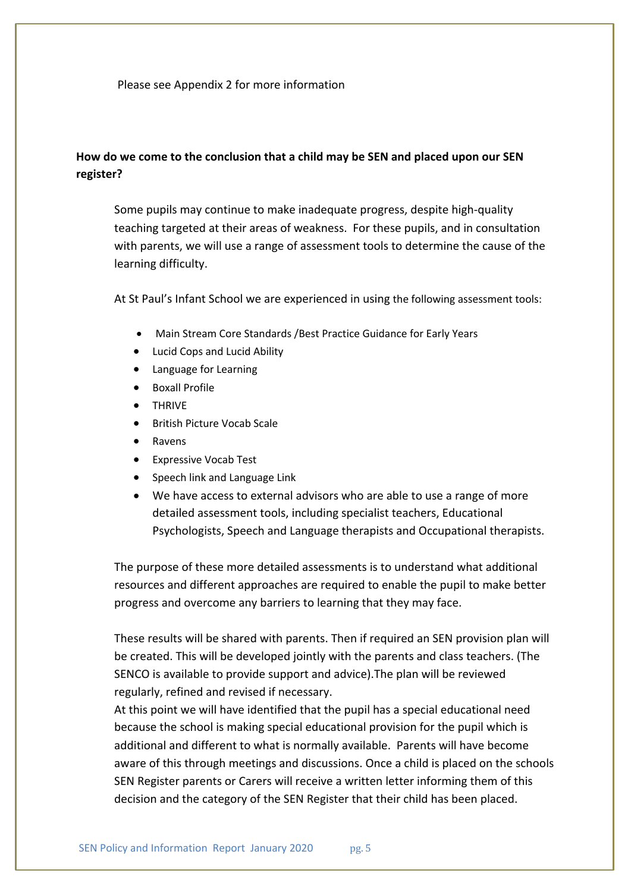Please see Appendix 2 for more information

**How do we come to the conclusion that a child may be SEN and placed upon our SEN register?**

Some pupils may continue to make inadequate progress, despite high-quality teaching targeted at their areas of weakness. For these pupils, and in consultation with parents, we will use a range of assessment tools to determine the cause of the learning difficulty.

At St Paul's Infant School we are experienced in using the following assessment tools:

- Main Stream Core Standards /Best Practice Guidance for Early Years
- Lucid Cops and Lucid Ability
- Language for Learning
- Boxall Profile
- THRIVE
- British Picture Vocab Scale
- Ravens
- Expressive Vocab Test
- Speech link and Language Link
- We have access to external advisors who are able to use a range of more detailed assessment tools, including specialist teachers, Educational Psychologists, Speech and Language therapists and Occupational therapists.

The purpose of these more detailed assessments is to understand what additional resources and different approaches are required to enable the pupil to make better progress and overcome any barriers to learning that they may face.

These results will be shared with parents. Then if required an SEN provision plan will be created. This will be developed jointly with the parents and class teachers. (The SENCO is available to provide support and advice).The plan will be reviewed regularly, refined and revised if necessary.
At this point we will have identified that the pupil has a special educational need because the school is making special educational provision for the pupil which is additional and different to what is normally available. Parents will have become aware of this through meetings and discussions. Once a child is placed on the schools SEN Register parents or Carers will receive a written letter informing them of this decision and the category of the SEN Register that their child has been placed.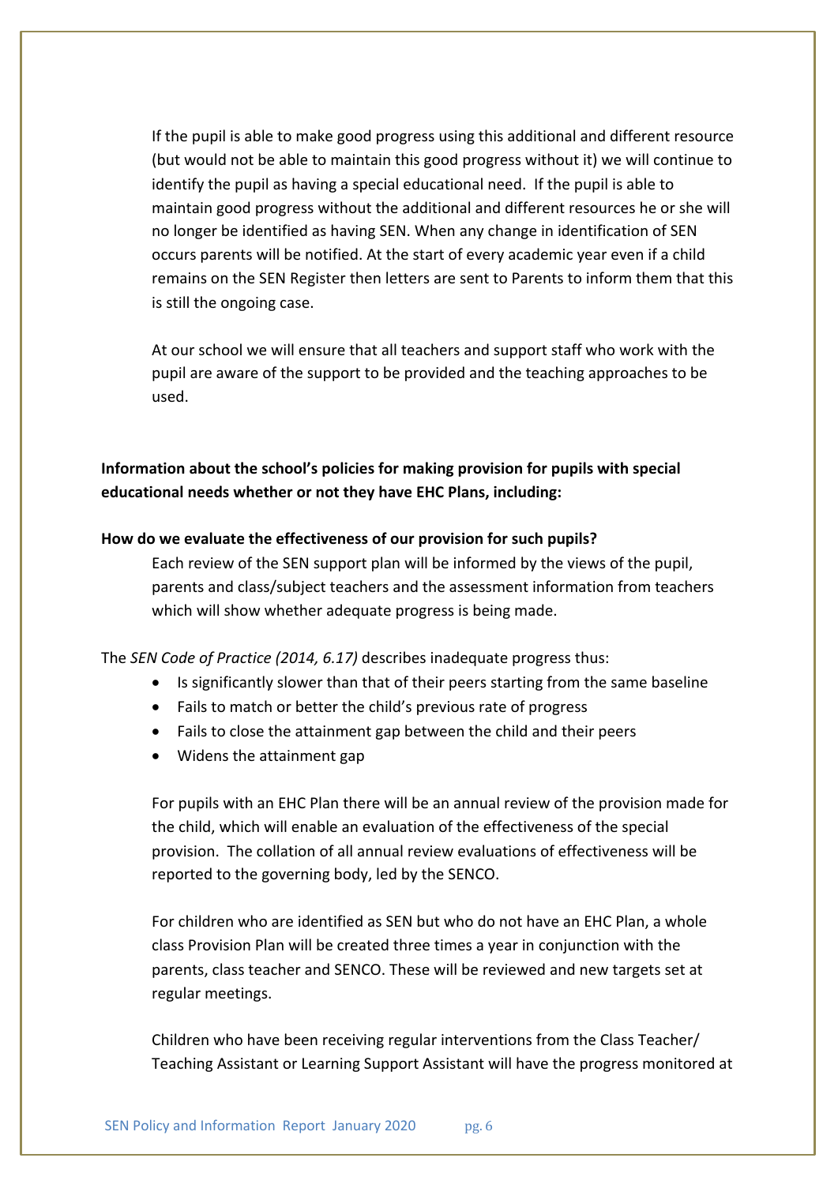If the pupil is able to make good progress using this additional and different resource (but would not be able to maintain this good progress without it) we will continue to identify the pupil as having a special educational need. If the pupil is able to maintain good progress without the additional and different resources he or she will no longer be identified as having SEN. When any change in identification of SEN occurs parents will be notified. At the start of every academic year even if a child remains on the SEN Register then letters are sent to Parents to inform them that this is still the ongoing case.

At our school we will ensure that all teachers and support staff who work with the pupil are aware of the support to be provided and the teaching approaches to be used.

**Information about the school's policies for making provision for pupils with special educational needs whether or not they have EHC Plans, including:**

**How do we evaluate the effectiveness of our provision for such pupils?**

Each review of the SEN support plan will be informed by the views of the pupil, parents and class/subject teachers and the assessment information from teachers which will show whether adequate progress is being made.

The *SEN Code of Practice (2014, 6.17)* describes inadequate progress thus:

- Is significantly slower than that of their peers starting from the same baseline
- Fails to match or better the child's previous rate of progress
- Fails to close the attainment gap between the child and their peers
- Widens the attainment gap

For pupils with an EHC Plan there will be an annual review of the provision made for the child, which will enable an evaluation of the effectiveness of the special provision. The collation of all annual review evaluations of effectiveness will be reported to the governing body, led by the SENCO.

For children who are identified as SEN but who do not have an EHC Plan, a whole class Provision Plan will be created three times a year in conjunction with the parents, class teacher and SENCO. These will be reviewed and new targets set at regular meetings.

Children who have been receiving regular interventions from the Class Teacher/ Teaching Assistant or Learning Support Assistant will have the progress monitored at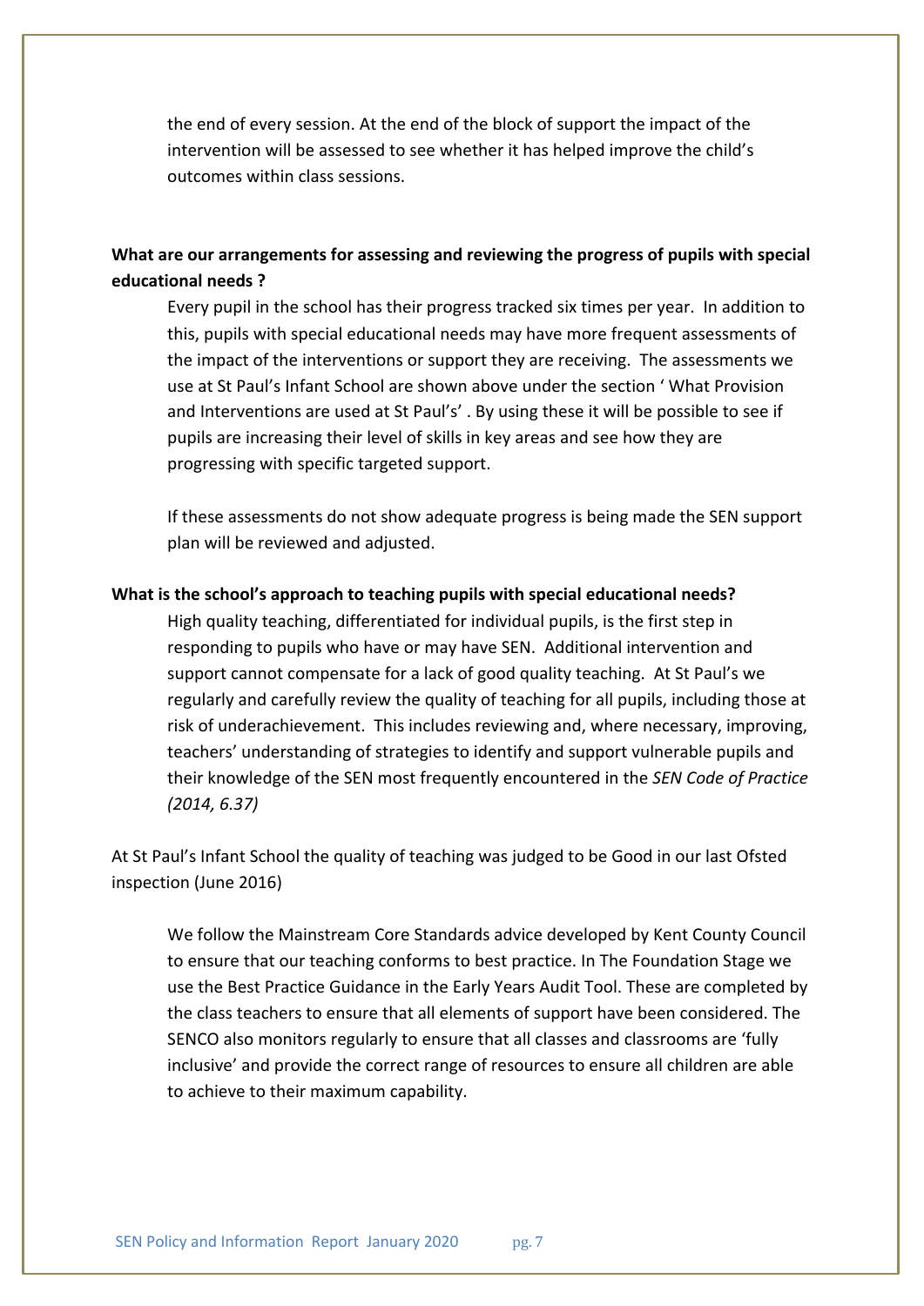the end of every session. At the end of the block of support the impact of the intervention will be assessed to see whether it has helped improve the child's outcomes within class sessions.

**What are our arrangements for assessing and reviewing the progress of pupils with special educational needs ?**

Every pupil in the school has their progress tracked six times per year. In addition to this, pupils with special educational needs may have more frequent assessments of the impact of the interventions or support they are receiving. The assessments we use at St Paul's Infant School are shown above under the section ' What Provision and Interventions are used at St Paul's' . By using these it will be possible to see if pupils are increasing their level of skills in key areas and see how they are progressing with specific targeted support.

If these assessments do not show adequate progress is being made the SEN support plan will be reviewed and adjusted.

**What is the school's approach to teaching pupils with special educational needs?**

High quality teaching, differentiated for individual pupils, is the first step in responding to pupils who have or may have SEN. Additional intervention and support cannot compensate for a lack of good quality teaching. At St Paul's we regularly and carefully review the quality of teaching for all pupils, including those at risk of underachievement. This includes reviewing and, where necessary, improving, teachers' understanding of strategies to identify and support vulnerable pupils and their knowledge of the SEN most frequently encountered in the *SEN Code of Practice (2014, 6.37)*

At St Paul's Infant School the quality of teaching was judged to be Good in our last Ofsted inspection (June 2016)

We follow the Mainstream Core Standards advice developed by Kent County Council to ensure that our teaching conforms to best practice. In The Foundation Stage we use the Best Practice Guidance in the Early Years Audit Tool. These are completed by the class teachers to ensure that all elements of support have been considered. The SENCO also monitors regularly to ensure that all classes and classrooms are 'fully inclusive' and provide the correct range of resources to ensure all children are able to achieve to their maximum capability.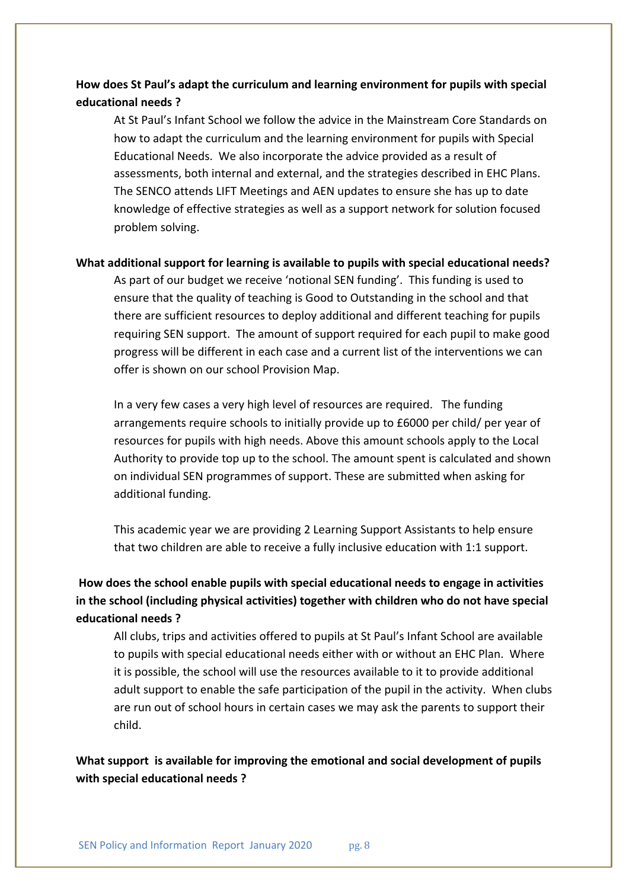**How does St Paul's adapt the curriculum and learning environment for pupils with special educational needs ?**

At St Paul's Infant School we follow the advice in the Mainstream Core Standards on how to adapt the curriculum and the learning environment for pupils with Special Educational Needs. We also incorporate the advice provided as a result of assessments, both internal and external, and the strategies described in EHC Plans. The SENCO attends LIFT Meetings and AEN updates to ensure she has up to date knowledge of effective strategies as well as a support network for solution focused problem solving.

**What additional support for learning is available to pupils with special educational needs?**

As part of our budget we receive 'notional SEN funding'. This funding is used to ensure that the quality of teaching is Good to Outstanding in the school and that there are sufficient resources to deploy additional and different teaching for pupils requiring SEN support. The amount of support required for each pupil to make good progress will be different in each case and a current list of the interventions we can offer is shown on our school Provision Map.

In a very few cases a very high level of resources are required. The funding arrangements require schools to initially provide up to £6000 per child/ per year of resources for pupils with high needs. Above this amount schools apply to the Local Authority to provide top up to the school. The amount spent is calculated and shown on individual SEN programmes of support. These are submitted when asking for additional funding.

This academic year we are providing 2 Learning Support Assistants to help ensure that two children are able to receive a fully inclusive education with 1:1 support.

**How does the school enable pupils with special educational needs to engage in activities in the school (including physical activities) together with children who do not have special educational needs ?**

All clubs, trips and activities offered to pupils at St Paul's Infant School are available to pupils with special educational needs either with or without an EHC Plan. Where it is possible, the school will use the resources available to it to provide additional adult support to enable the safe participation of the pupil in the activity. When clubs are run out of school hours in certain cases we may ask the parents to support their child.

**What support is available for improving the emotional and social development of pupils with special educational needs ?**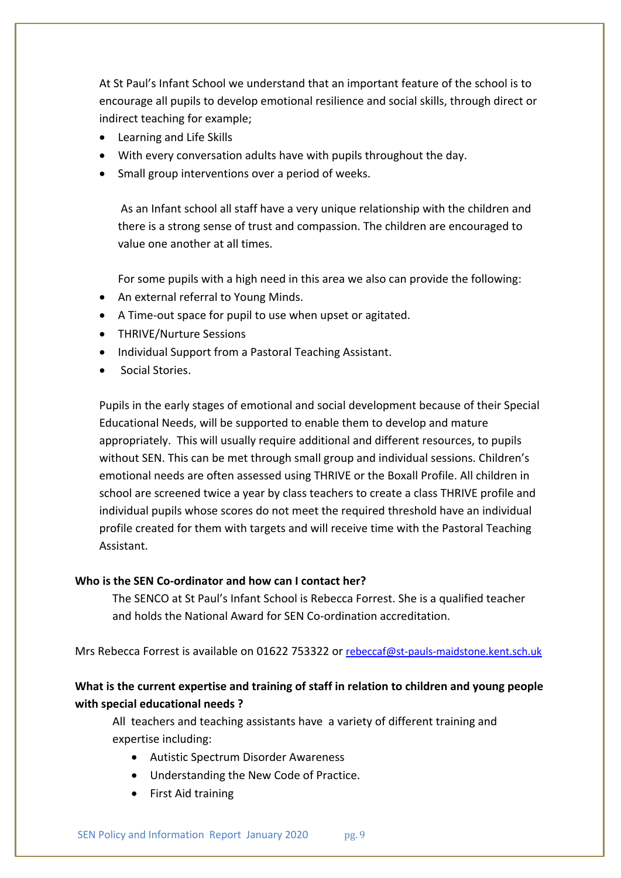At St Paul's Infant School we understand that an important feature of the school is to encourage all pupils to develop emotional resilience and social skills, through direct or indirect teaching for example;

- Learning and Life Skills
- With every conversation adults have with pupils throughout the day.
- Small group interventions over a period of weeks.

As an Infant school all staff have a very unique relationship with the children and there is a strong sense of trust and compassion. The children are encouraged to value one another at all times.

For some pupils with a high need in this area we also can provide the following:

- An external referral to Young Minds.
- A Time-out space for pupil to use when upset or agitated.
- THRIVE/Nurture Sessions
- Individual Support from a Pastoral Teaching Assistant.
- Social Stories.

Pupils in the early stages of emotional and social development because of their Special Educational Needs, will be supported to enable them to develop and mature appropriately. This will usually require additional and different resources, to pupils without SEN. This can be met through small group and individual sessions. Children's emotional needs are often assessed using THRIVE or the Boxall Profile. All children in school are screened twice a year by class teachers to create a class THRIVE profile and individual pupils whose scores do not meet the required threshold have an individual profile created for them with targets and will receive time with the Pastoral Teaching Assistant.

**Who is the SEN Co-ordinator and how can I contact her?**

The SENCO at St Paul's Infant School is Rebecca Forrest. She is a qualified teacher and holds the National Award for SEN Co-ordination accreditation.

Mrs Rebecca Forrest is available on 01622 753322 or rebeccaf@st-pauls-maidstone.kent.sch.uk

**What is the current expertise and training of staff in relation to children and young people with special educational needs ?**

All teachers and teaching assistants have a variety of different training and expertise including:

- Autistic Spectrum Disorder Awareness
- Understanding the New Code of Practice.
- First Aid training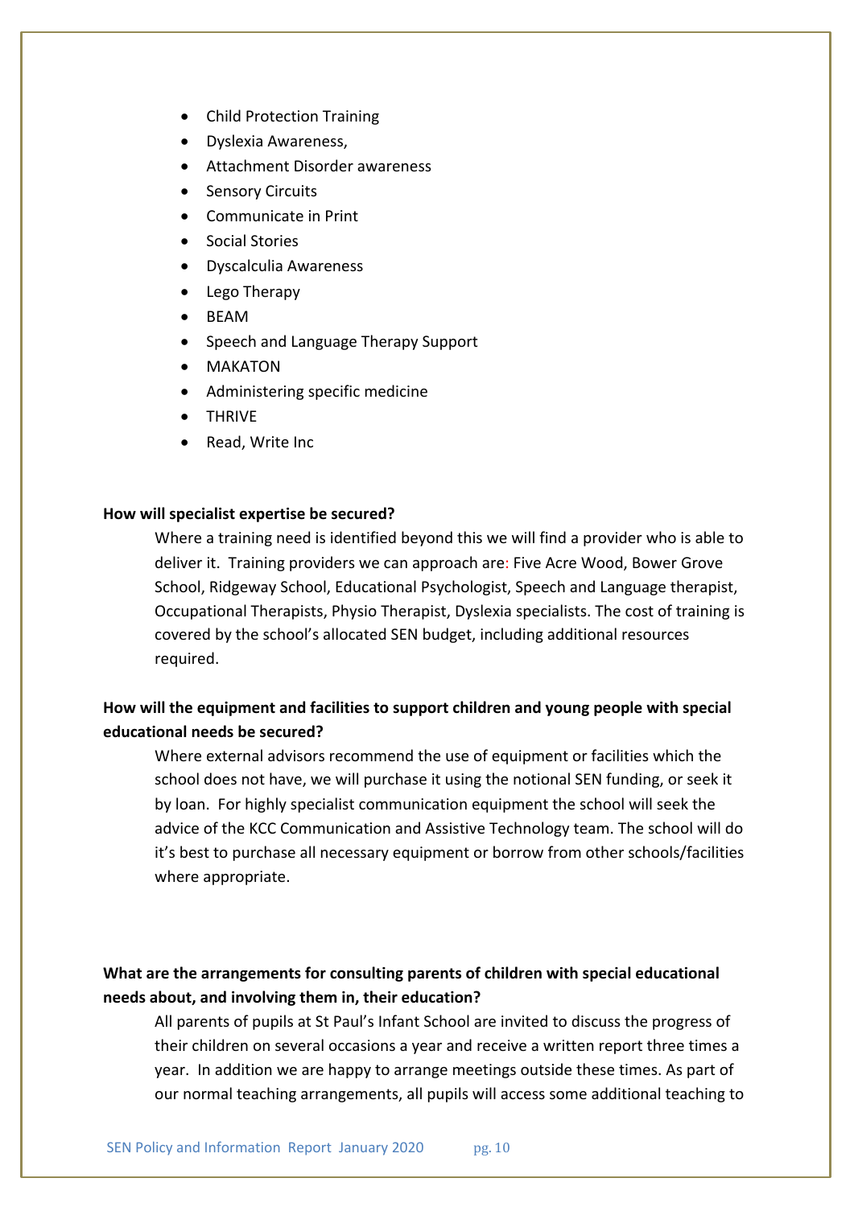- Child Protection Training
- Dyslexia Awareness,
- Attachment Disorder awareness
- Sensory Circuits
- Communicate in Print
- Social Stories
- Dyscalculia Awareness
- Lego Therapy
- BEAM
- Speech and Language Therapy Support
- MAKATON
- Administering specific medicine
- THRIVE
- Read, Write Inc

**How will specialist expertise be secured?**

Where a training need is identified beyond this we will find a provider who is able to deliver it. Training providers we can approach are: Five Acre Wood, Bower Grove School, Ridgeway School, Educational Psychologist, Speech and Language therapist, Occupational Therapists, Physio Therapist, Dyslexia specialists. The cost of training is covered by the school's allocated SEN budget, including additional resources required.

**How will the equipment and facilities to support children and young people with special educational needs be secured?**

Where external advisors recommend the use of equipment or facilities which the school does not have, we will purchase it using the notional SEN funding, or seek it by loan. For highly specialist communication equipment the school will seek the advice of the KCC Communication and Assistive Technology team. The school will do it's best to purchase all necessary equipment or borrow from other schools/facilities where appropriate.

**What are the arrangements for consulting parents of children with special educational needs about, and involving them in, their education?**

All parents of pupils at St Paul's Infant School are invited to discuss the progress of their children on several occasions a year and receive a written report three times a year. In addition we are happy to arrange meetings outside these times. As part of our normal teaching arrangements, all pupils will access some additional teaching to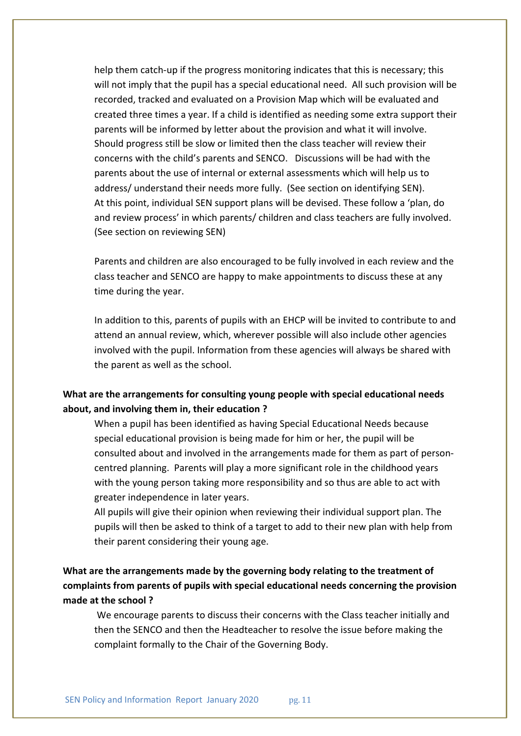help them catch-up if the progress monitoring indicates that this is necessary; this will not imply that the pupil has a special educational need. All such provision will be recorded, tracked and evaluated on a Provision Map which will be evaluated and created three times a year. If a child is identified as needing some extra support their parents will be informed by letter about the provision and what it will involve. Should progress still be slow or limited then the class teacher will review their concerns with the child's parents and SENCO. Discussions will be had with the parents about the use of internal or external assessments which will help us to address/ understand their needs more fully. (See section on identifying SEN). At this point, individual SEN support plans will be devised. These follow a 'plan, do and review process' in which parents/ children and class teachers are fully involved. (See section on reviewing SEN)

Parents and children are also encouraged to be fully involved in each review and the class teacher and SENCO are happy to make appointments to discuss these at any time during the year.

In addition to this, parents of pupils with an EHCP will be invited to contribute to and attend an annual review, which, wherever possible will also include other agencies involved with the pupil. Information from these agencies will always be shared with the parent as well as the school.

**What are the arrangements for consulting young people with special educational needs about, and involving them in, their education ?**

When a pupil has been identified as having Special Educational Needs because special educational provision is being made for him or her, the pupil will be consulted about and involved in the arrangements made for them as part of person-centred planning. Parents will play a more significant role in the childhood years with the young person taking more responsibility and so thus are able to act with greater independence in later years.

All pupils will give their opinion when reviewing their individual support plan. The pupils will then be asked to think of a target to add to their new plan with help from their parent considering their young age.

**What are the arrangements made by the governing body relating to the treatment of complaints from parents of pupils with special educational needs concerning the provision made at the school ?**

We encourage parents to discuss their concerns with the Class teacher initially and then the SENCO and then the Headteacher to resolve the issue before making the complaint formally to the Chair of the Governing Body.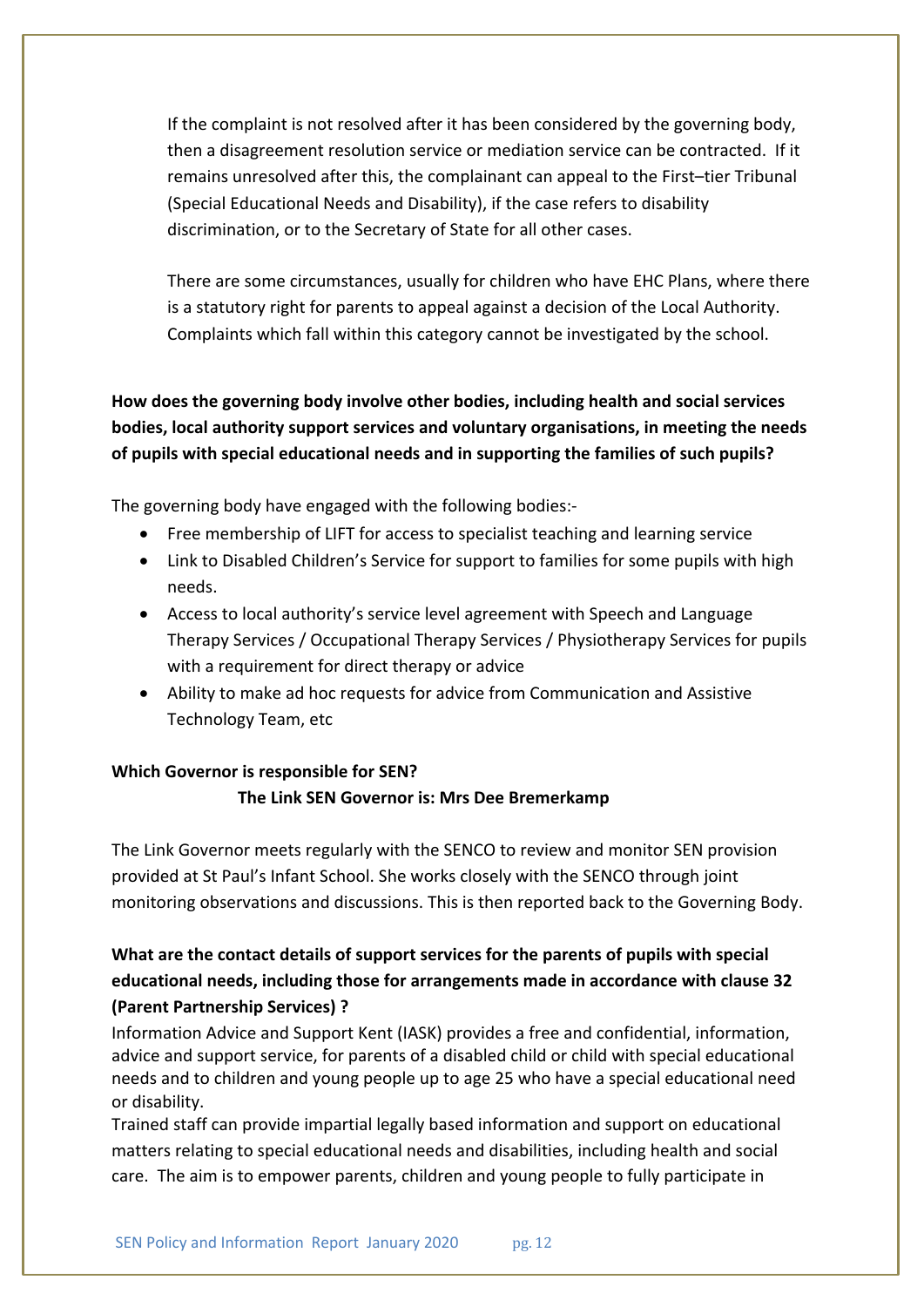If the complaint is not resolved after it has been considered by the governing body, then a disagreement resolution service or mediation service can be contracted. If it remains unresolved after this, the complainant can appeal to the First–tier Tribunal (Special Educational Needs and Disability), if the case refers to disability discrimination, or to the Secretary of State for all other cases.

There are some circumstances, usually for children who have EHC Plans, where there is a statutory right for parents to appeal against a decision of the Local Authority. Complaints which fall within this category cannot be investigated by the school.

**How does the governing body involve other bodies, including health and social services bodies, local authority support services and voluntary organisations, in meeting the needs of pupils with special educational needs and in supporting the families of such pupils?**

The governing body have engaged with the following bodies:-

- Free membership of LIFT for access to specialist teaching and learning service
- Link to Disabled Children's Service for support to families for some pupils with high needs.
- Access to local authority's service level agreement with Speech and Language Therapy Services / Occupational Therapy Services / Physiotherapy Services for pupils with a requirement for direct therapy or advice
- Ability to make ad hoc requests for advice from Communication and Assistive Technology Team, etc

**Which Governor is responsible for SEN?**

**The Link SEN Governor is: Mrs Dee Bremerkamp**

The Link Governor meets regularly with the SENCO to review and monitor SEN provision provided at St Paul's Infant School. She works closely with the SENCO through joint monitoring observations and discussions. This is then reported back to the Governing Body.

**What are the contact details of support services for the parents of pupils with special educational needs, including those for arrangements made in accordance with clause 32 (Parent Partnership Services) ?**

Information Advice and Support Kent (IASK) provides a free and confidential, information, advice and support service, for parents of a disabled child or child with special educational needs and to children and young people up to age 25 who have a special educational need or disability.

Trained staff can provide impartial legally based information and support on educational matters relating to special educational needs and disabilities, including health and social care. The aim is to empower parents, children and young people to fully participate in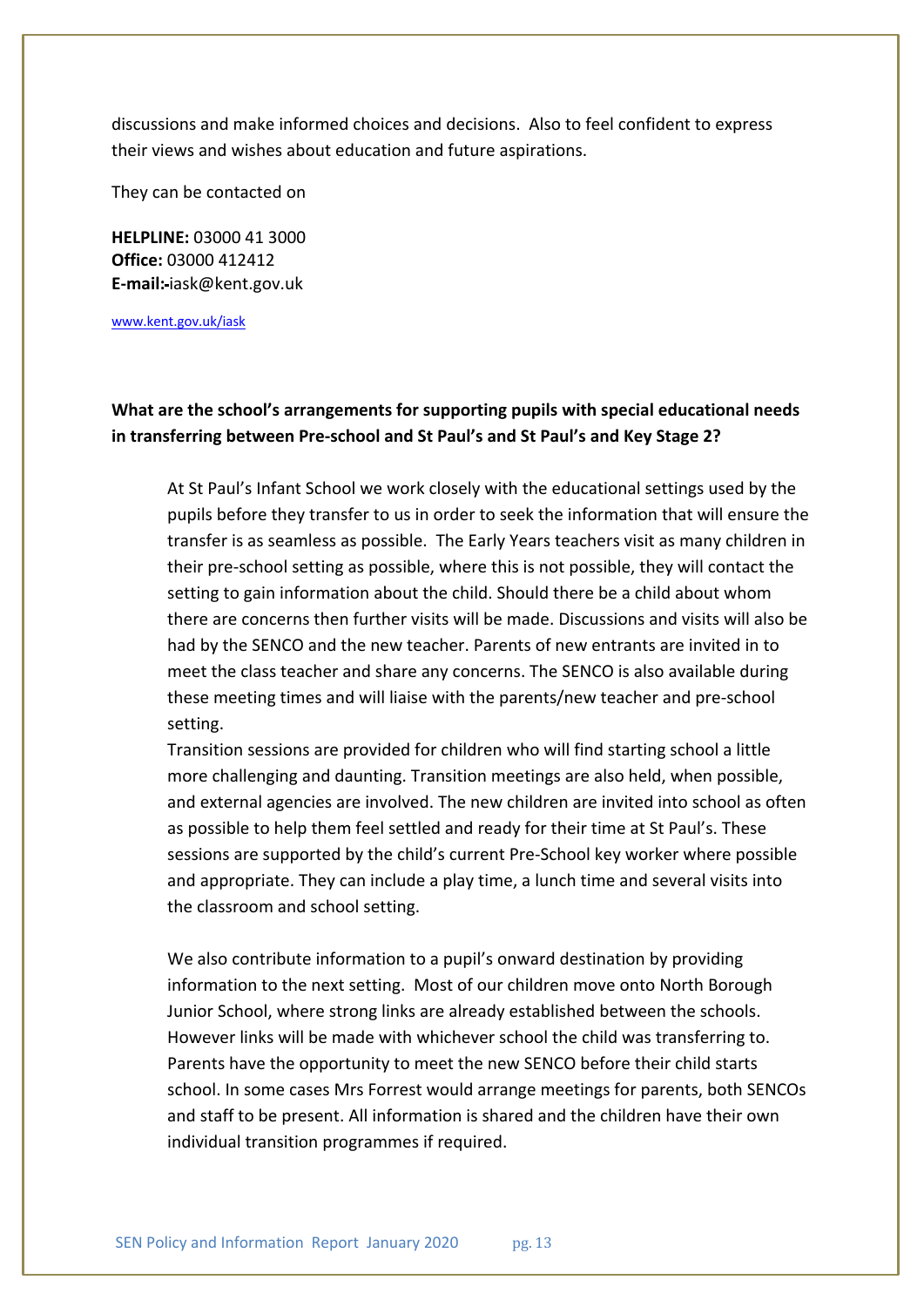discussions and make informed choices and decisions. Also to feel confident to express their views and wishes about education and future aspirations.

They can be contacted on

**HELPLINE:** 03000 41 3000
**Office:** 03000 412412
**E-mail:-**iask@kent.gov.uk

www.kent.gov.uk/iask

**What are the school's arrangements for supporting pupils with special educational needs in transferring between Pre-school and St Paul's and St Paul's and Key Stage 2?**

At St Paul's Infant School we work closely with the educational settings used by the pupils before they transfer to us in order to seek the information that will ensure the transfer is as seamless as possible. The Early Years teachers visit as many children in their pre-school setting as possible, where this is not possible, they will contact the setting to gain information about the child. Should there be a child about whom there are concerns then further visits will be made. Discussions and visits will also be had by the SENCO and the new teacher. Parents of new entrants are invited in to meet the class teacher and share any concerns. The SENCO is also available during these meeting times and will liaise with the parents/new teacher and pre-school setting.

Transition sessions are provided for children who will find starting school a little more challenging and daunting. Transition meetings are also held, when possible, and external agencies are involved. The new children are invited into school as often as possible to help them feel settled and ready for their time at St Paul's. These sessions are supported by the child's current Pre-School key worker where possible and appropriate. They can include a play time, a lunch time and several visits into the classroom and school setting.

We also contribute information to a pupil's onward destination by providing information to the next setting. Most of our children move onto North Borough Junior School, where strong links are already established between the schools. However links will be made with whichever school the child was transferring to. Parents have the opportunity to meet the new SENCO before their child starts school. In some cases Mrs Forrest would arrange meetings for parents, both SENCOs and staff to be present. All information is shared and the children have their own individual transition programmes if required.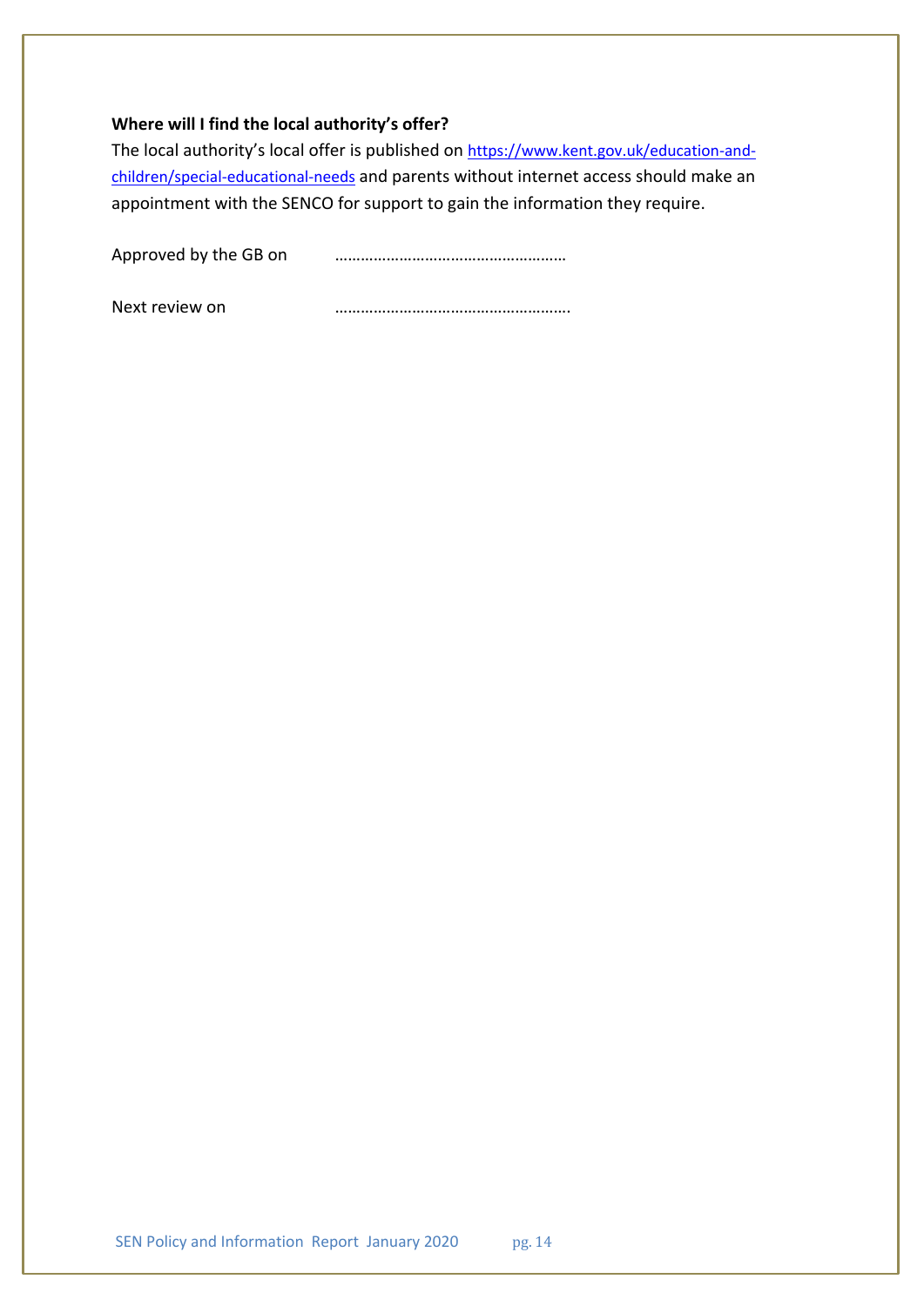**Where will I find the local authority's offer?**

The local authority's local offer is published on https://www.kent.gov.uk/education-and-children/special-educational-needs and parents without internet access should make an appointment with the SENCO for support to gain the information they require.

Approved by the GB on ………………………………………………

Next review on ……………………………………………….